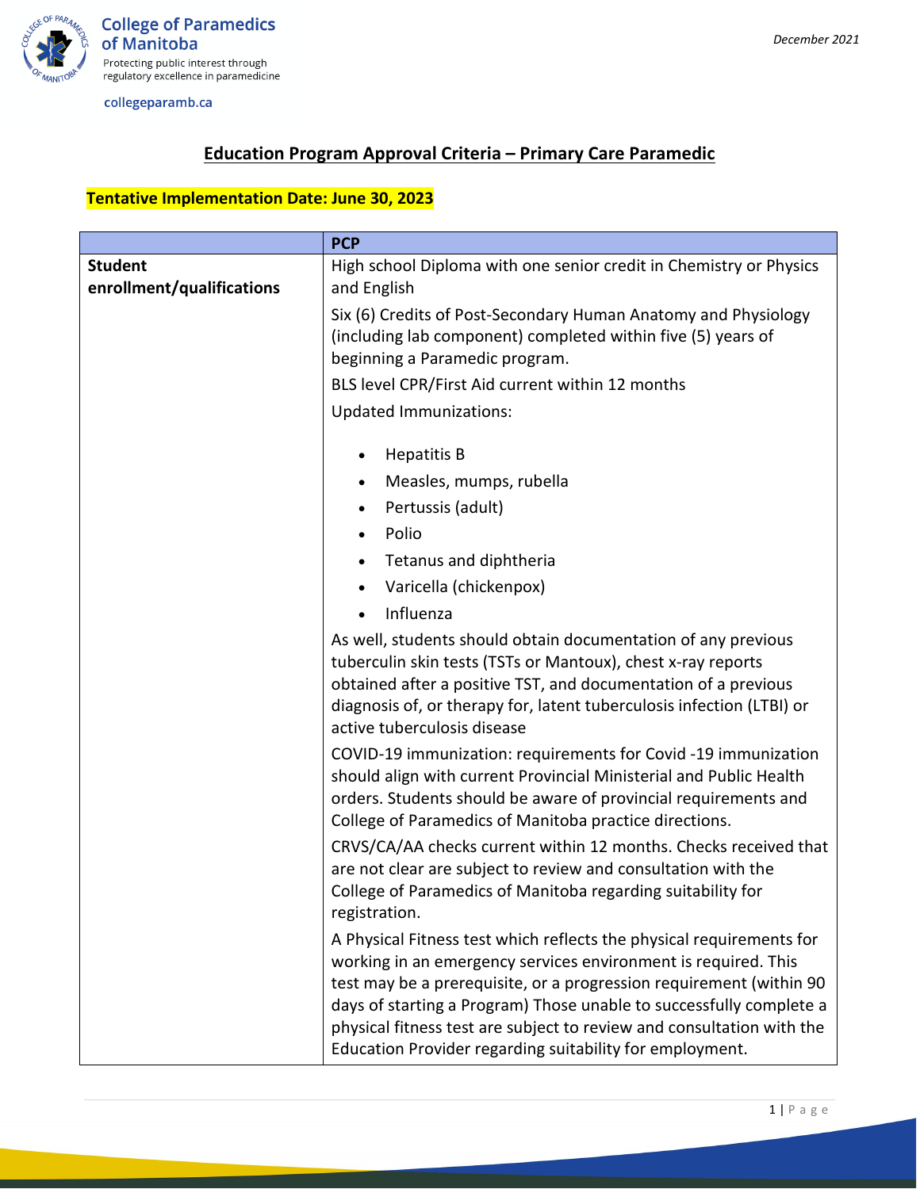College of Paramedics of Manitoba

Protecting public interest through regulatory excellence in paramedicine

collegeparamb.ca

*December 2021*

# Education Program Approval Criteria – Primary Care Paramedic

**Tentative Implementation Date: June 30, 2023**

| | PCP |
|---|---|
| **Student enrollment/qualifications** | High school Diploma with one senior credit in Chemistry or Physics and English<br><br>Six (6) Credits of Post-Secondary Human Anatomy and Physiology (including lab component) completed within five (5) years of beginning a Paramedic program.<br><br>BLS level CPR/First Aid current within 12 months<br><br>Updated Immunizations:<br>• Hepatitis B<br>• Measles, mumps, rubella<br>• Pertussis (adult)<br>• Polio<br>• Tetanus and diphtheria<br>• Varicella (chickenpox)<br>• Influenza<br><br>As well, students should obtain documentation of any previous tuberculin skin tests (TSTs or Mantoux), chest x-ray reports obtained after a positive TST, and documentation of a previous diagnosis of, or therapy for, latent tuberculosis infection (LTBI) or active tuberculosis disease<br><br>COVID-19 immunization: requirements for Covid -19 immunization should align with current Provincial Ministerial and Public Health orders. Students should be aware of provincial requirements and College of Paramedics of Manitoba practice directions.<br><br>CRVS/CA/AA checks current within 12 months. Checks received that are not clear are subject to review and consultation with the College of Paramedics of Manitoba regarding suitability for registration.<br><br>A Physical Fitness test which reflects the physical requirements for working in an emergency services environment is required. This test may be a prerequisite, or a progression requirement (within 90 days of starting a Program) Those unable to successfully complete a physical fitness test are subject to review and consultation with the Education Provider regarding suitability for employment. |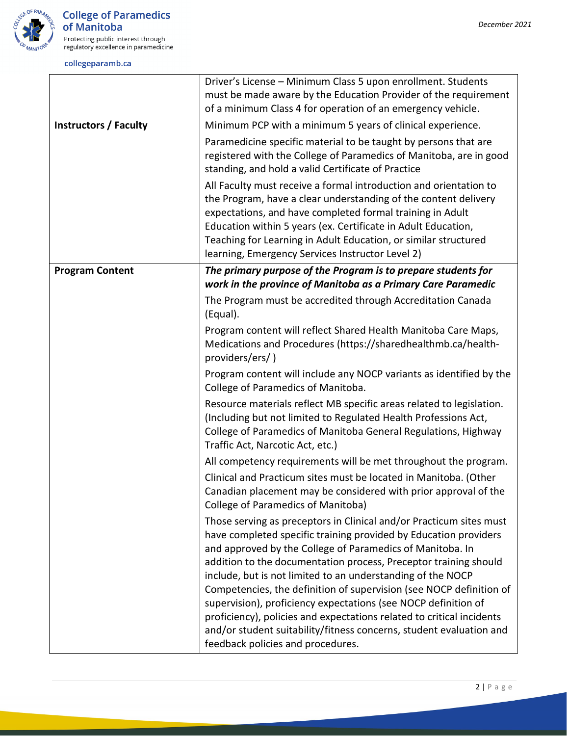| | |
|---|---|
| | Driver's License – Minimum Class 5 upon enrollment. Students must be made aware by the Education Provider of the requirement of a minimum Class 4 for operation of an emergency vehicle. |
| **Instructors / Faculty** | Minimum PCP with a minimum 5 years of clinical experience.<br><br>Paramedicine specific material to be taught by persons that are registered with the College of Paramedics of Manitoba, are in good standing, and hold a valid Certificate of Practice<br><br>All Faculty must receive a formal introduction and orientation to the Program, have a clear understanding of the content delivery expectations, and have completed formal training in Adult Education within 5 years (ex. Certificate in Adult Education, Teaching for Learning in Adult Education, or similar structured learning, Emergency Services Instructor Level 2) |
| **Program Content** | ***The primary purpose of the Program is to prepare students for work in the province of Manitoba as a Primary Care Paramedic***<br><br>The Program must be accredited through Accreditation Canada (Equal).<br><br>Program content will reflect Shared Health Manitoba Care Maps, Medications and Procedures (https://sharedhealthmb.ca/health-providers/ers/ )<br><br>Program content will include any NOCP variants as identified by the College of Paramedics of Manitoba.<br><br>Resource materials reflect MB specific areas related to legislation. (Including but not limited to Regulated Health Professions Act, College of Paramedics of Manitoba General Regulations, Highway Traffic Act, Narcotic Act, etc.)<br><br>All competency requirements will be met throughout the program.<br><br>Clinical and Practicum sites must be located in Manitoba. (Other Canadian placement may be considered with prior approval of the College of Paramedics of Manitoba)<br><br>Those serving as preceptors in Clinical and/or Practicum sites must have completed specific training provided by Education providers and approved by the College of Paramedics of Manitoba. In addition to the documentation process, Preceptor training should include, but is not limited to an understanding of the NOCP Competencies, the definition of supervision (see NOCP definition of supervision), proficiency expectations (see NOCP definition of proficiency), policies and expectations related to critical incidents and/or student suitability/fitness concerns, student evaluation and feedback policies and procedures. |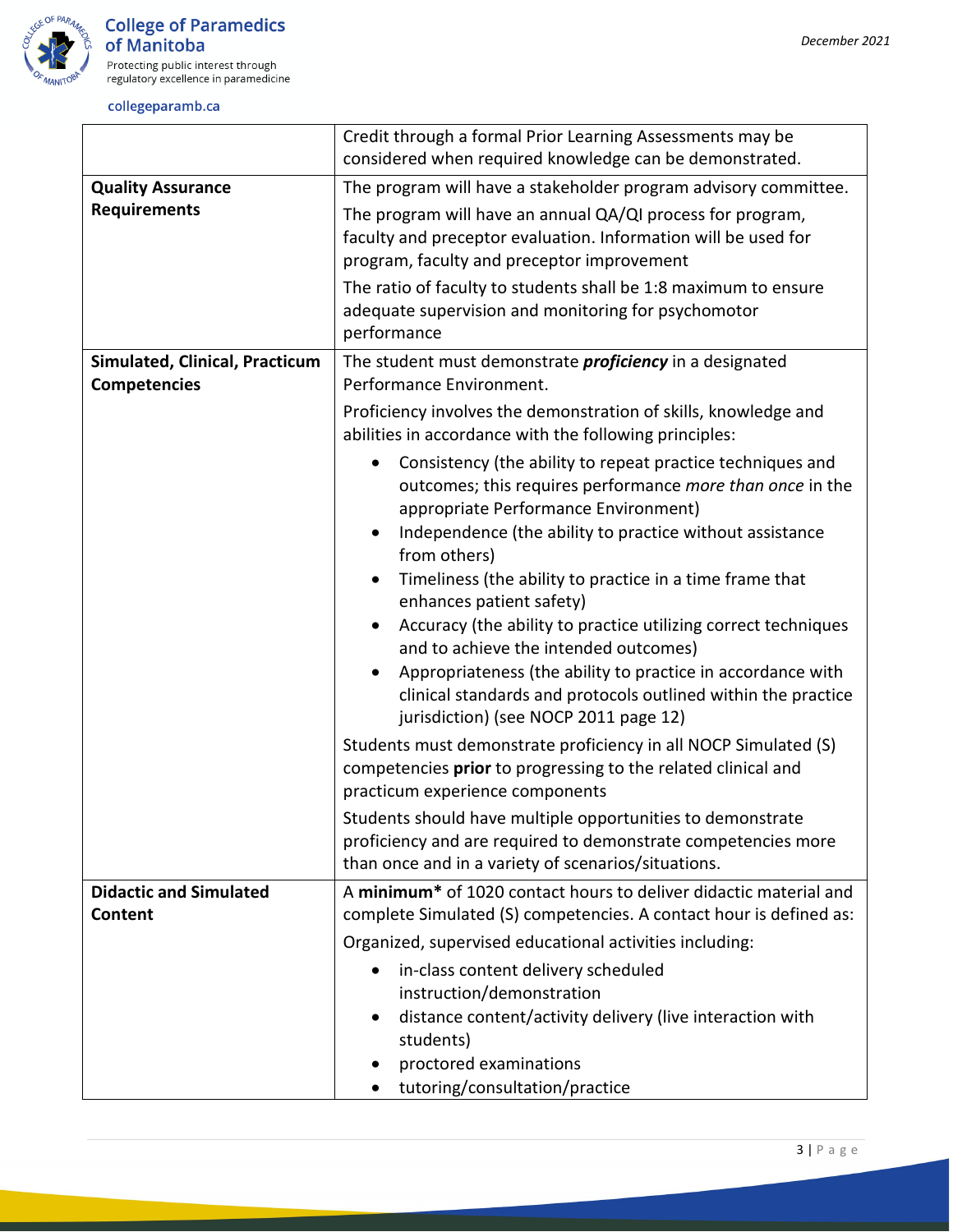| | |
|---|---|
| | Credit through a formal Prior Learning Assessments may be considered when required knowledge can be demonstrated. |
| **Quality Assurance Requirements** | The program will have a stakeholder program advisory committee.<br><br>The program will have an annual QA/QI process for program, faculty and preceptor evaluation. Information will be used for program, faculty and preceptor improvement<br><br>The ratio of faculty to students shall be 1:8 maximum to ensure adequate supervision and monitoring for psychomotor performance |
| **Simulated, Clinical, Practicum Competencies** | The student must demonstrate ***proficiency*** in a designated Performance Environment.<br><br>Proficiency involves the demonstration of skills, knowledge and abilities in accordance with the following principles:<br><br>• Consistency (the ability to repeat practice techniques and outcomes; this requires performance *more than once* in the appropriate Performance Environment)<br>• Independence (the ability to practice without assistance from others)<br>• Timeliness (the ability to practice in a time frame that enhances patient safety)<br>• Accuracy (the ability to practice utilizing correct techniques and to achieve the intended outcomes)<br>• Appropriateness (the ability to practice in accordance with clinical standards and protocols outlined within the practice jurisdiction) (see NOCP 2011 page 12)<br><br>Students must demonstrate proficiency in all NOCP Simulated (S) competencies **prior** to progressing to the related clinical and practicum experience components<br><br>Students should have multiple opportunities to demonstrate proficiency and are required to demonstrate competencies more than once and in a variety of scenarios/situations. |
| **Didactic and Simulated Content** | A **minimum*** of 1020 contact hours to deliver didactic material and complete Simulated (S) competencies. A contact hour is defined as:<br><br>Organized, supervised educational activities including:<br><br>• in-class content delivery scheduled instruction/demonstration<br>• distance content/activity delivery (live interaction with students)<br>• proctored examinations<br>• tutoring/consultation/practice |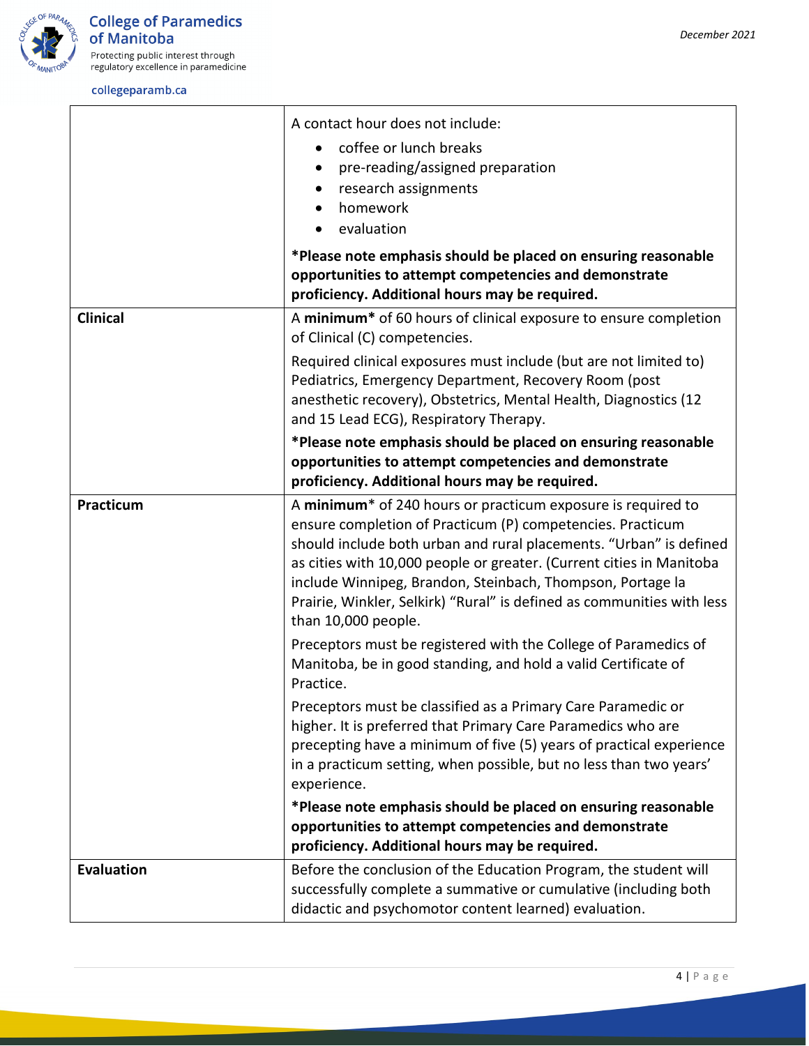| | |
|---|---|
| | A contact hour does not include:<br>• coffee or lunch breaks<br>• pre-reading/assigned preparation<br>• research assignments<br>• homework<br>• evaluation<br>**\*Please note emphasis should be placed on ensuring reasonable opportunities to attempt competencies and demonstrate proficiency. Additional hours may be required.** |
| **Clinical** | A **minimum\*** of 60 hours of clinical exposure to ensure completion of Clinical (C) competencies.<br>Required clinical exposures must include (but are not limited to) Pediatrics, Emergency Department, Recovery Room (post anesthetic recovery), Obstetrics, Mental Health, Diagnostics (12 and 15 Lead ECG), Respiratory Therapy.<br>**\*Please note emphasis should be placed on ensuring reasonable opportunities to attempt competencies and demonstrate proficiency. Additional hours may be required.** |
| **Practicum** | A **minimum**\* of 240 hours or practicum exposure is required to ensure completion of Practicum (P) competencies. Practicum should include both urban and rural placements. "Urban" is defined as cities with 10,000 people or greater. (Current cities in Manitoba include Winnipeg, Brandon, Steinbach, Thompson, Portage la Prairie, Winkler, Selkirk) "Rural" is defined as communities with less than 10,000 people.<br>Preceptors must be registered with the College of Paramedics of Manitoba, be in good standing, and hold a valid Certificate of Practice.<br>Preceptors must be classified as a Primary Care Paramedic or higher. It is preferred that Primary Care Paramedics who are precepting have a minimum of five (5) years of practical experience in a practicum setting, when possible, but no less than two years' experience.<br>**\*Please note emphasis should be placed on ensuring reasonable opportunities to attempt competencies and demonstrate proficiency. Additional hours may be required.** |
| **Evaluation** | Before the conclusion of the Education Program, the student will successfully complete a summative or cumulative (including both didactic and psychomotor content learned) evaluation. |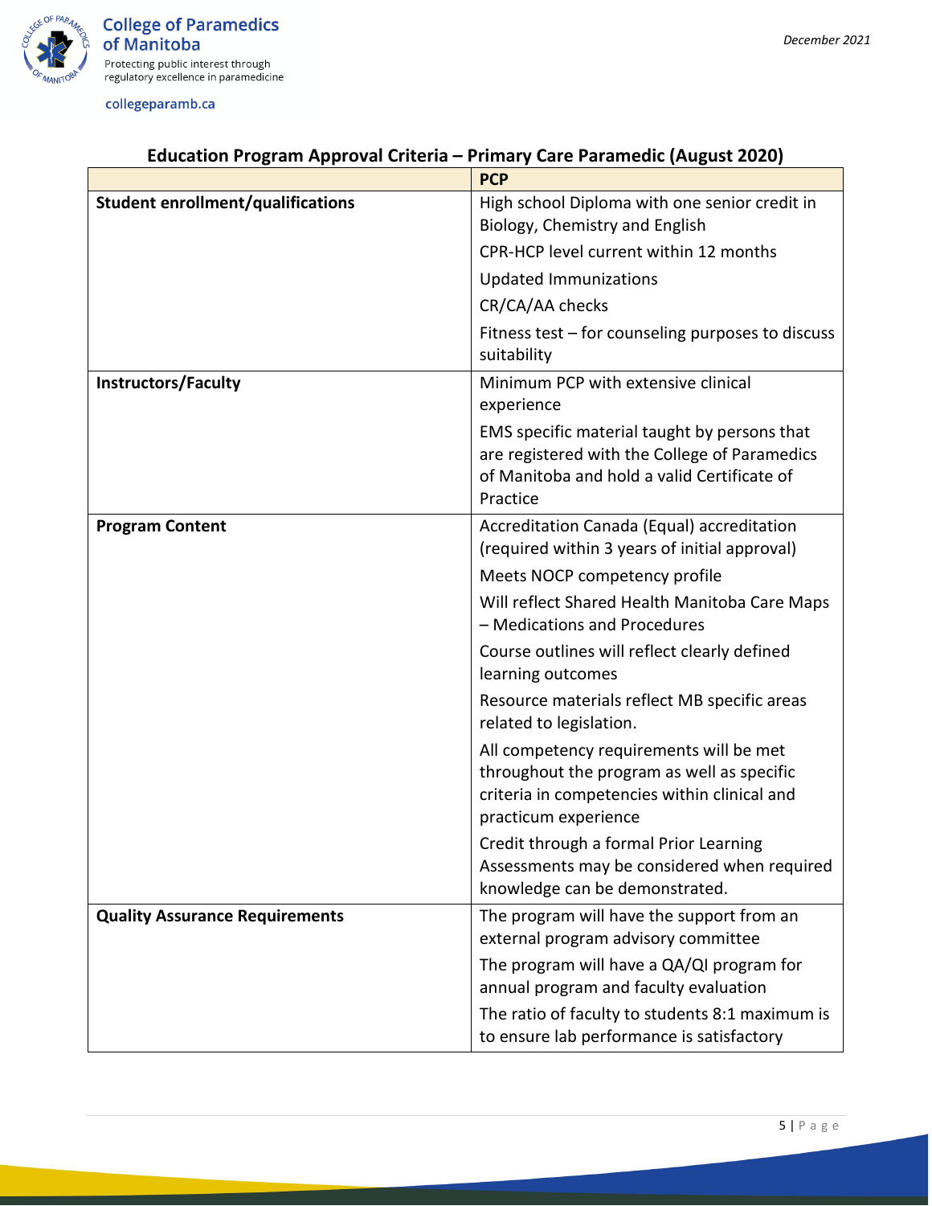## Education Program Approval Criteria – Primary Care Paramedic (August 2020)

| | PCP |
|---|---|
| **Student enrollment/qualifications** | High school Diploma with one senior credit in Biology, Chemistry and English |
| | CPR-HCP level current within 12 months |
| | Updated Immunizations |
| | CR/CA/AA checks |
| | Fitness test – for counseling purposes to discuss suitability |
| **Instructors/Faculty** | Minimum PCP with extensive clinical experience |
| | EMS specific material taught by persons that are registered with the College of Paramedics of Manitoba and hold a valid Certificate of Practice |
| **Program Content** | Accreditation Canada (Equal) accreditation (required within 3 years of initial approval) |
| | Meets NOCP competency profile |
| | Will reflect Shared Health Manitoba Care Maps – Medications and Procedures |
| | Course outlines will reflect clearly defined learning outcomes |
| | Resource materials reflect MB specific areas related to legislation. |
| | All competency requirements will be met throughout the program as well as specific criteria in competencies within clinical and practicum experience |
| | Credit through a formal Prior Learning Assessments may be considered when required knowledge can be demonstrated. |
| **Quality Assurance Requirements** | The program will have the support from an external program advisory committee |
| | The program will have a QA/QI program for annual program and faculty evaluation |
| | The ratio of faculty to students 8:1 maximum is to ensure lab performance is satisfactory |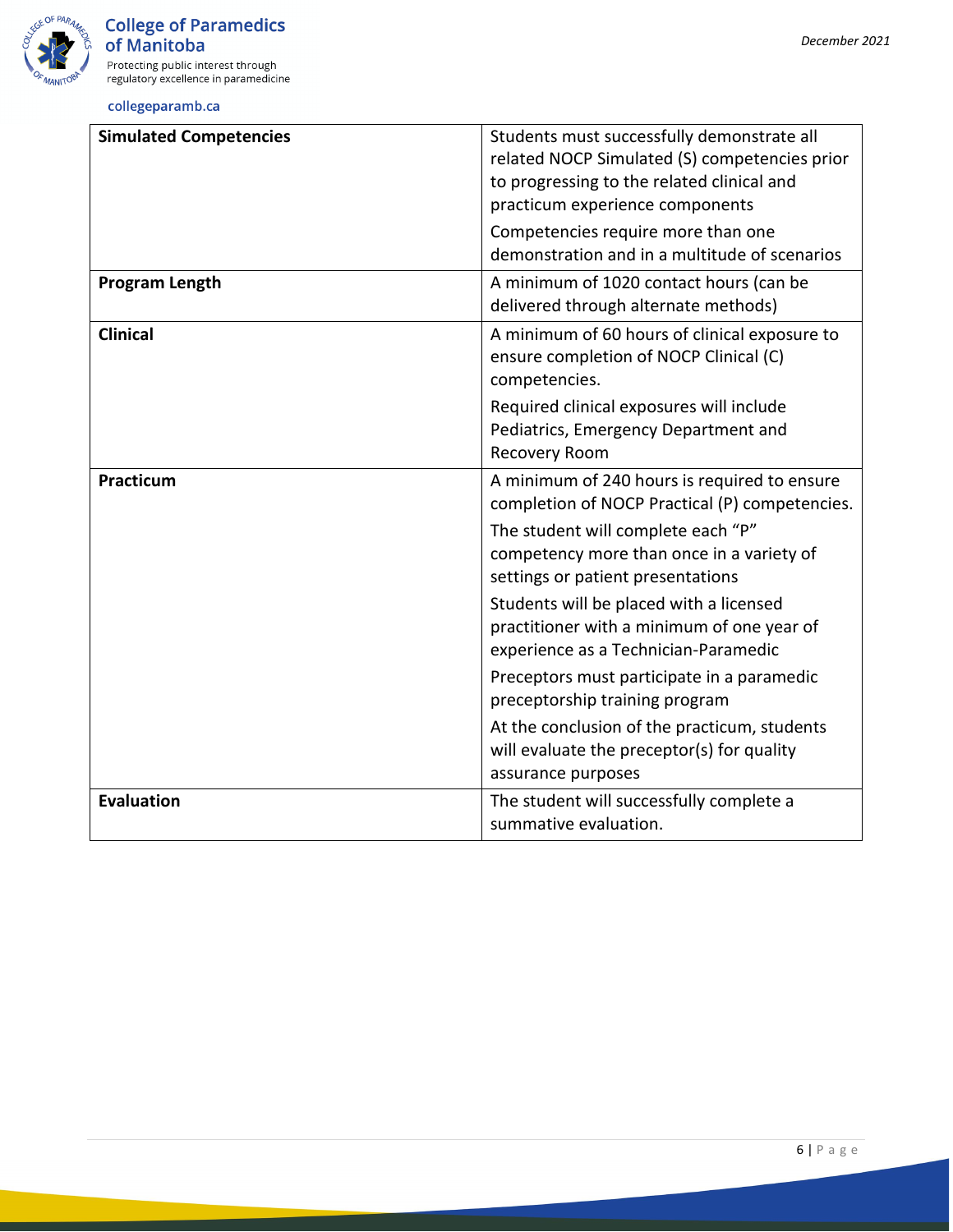| | |
|---|---|
| **Simulated Competencies** | Students must successfully demonstrate all related NOCP Simulated (S) competencies prior to progressing to the related clinical and practicum experience components<br><br>Competencies require more than one demonstration and in a multitude of scenarios |
| **Program Length** | A minimum of 1020 contact hours (can be delivered through alternate methods) |
| **Clinical** | A minimum of 60 hours of clinical exposure to ensure completion of NOCP Clinical (C) competencies.<br><br>Required clinical exposures will include Pediatrics, Emergency Department and Recovery Room |
| **Practicum** | A minimum of 240 hours is required to ensure completion of NOCP Practical (P) competencies.<br><br>The student will complete each "P" competency more than once in a variety of settings or patient presentations<br><br>Students will be placed with a licensed practitioner with a minimum of one year of experience as a Technician-Paramedic<br><br>Preceptors must participate in a paramedic preceptorship training program<br><br>At the conclusion of the practicum, students will evaluate the preceptor(s) for quality assurance purposes |
| **Evaluation** | The student will successfully complete a summative evaluation. |